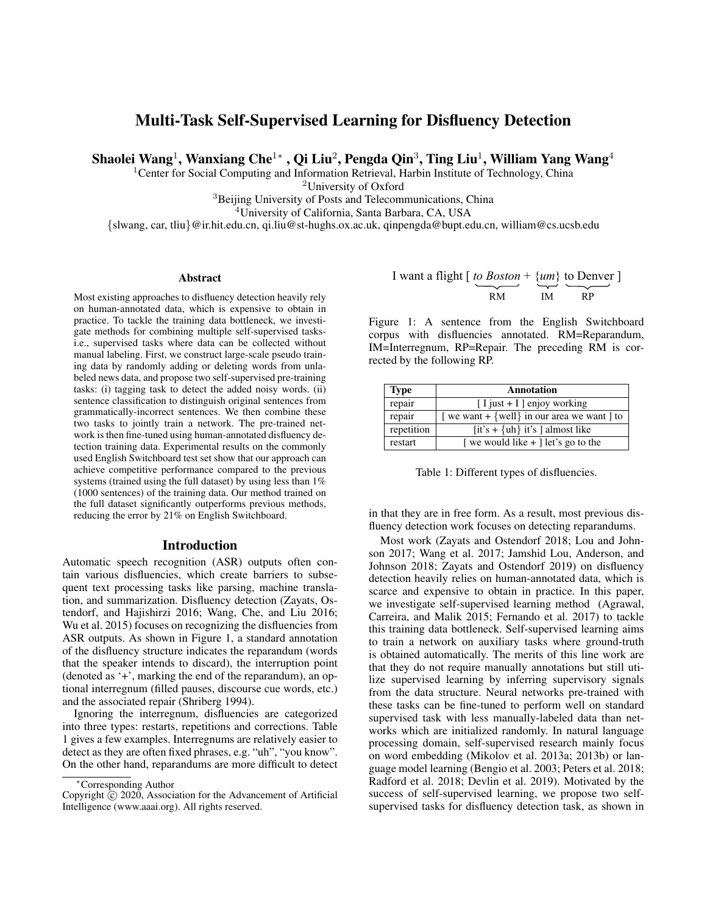# Multi-Task Self-Supervised Learning for Disfluency Detection

**Shaolei Wang[1], Wanxiang Che[1*], Qi Liu[2], Pengda Qin[3], Ting Liu[1], William Yang Wang[4]**

[1]Center for Social Computing and Information Retrieval, Harbin Institute of Technology, China
[2]University of Oxford
[3]Beijing University of Posts and Telecommunications, China
[4]University of California, Santa Barbara, CA, USA
{slwang, car, tliu}@ir.hit.edu.cn, qi.liu@st-hughs.ox.ac.uk, qinpengda@bupt.edu.cn, william@cs.ucsb.edu

## Abstract

Most existing approaches to disfluency detection heavily rely on human-annotated data, which is expensive to obtain in practice. To tackle the training data bottleneck, we investigate methods for combining multiple self-supervised tasks-i.e., supervised tasks where data can be collected without manual labeling. First, we construct large-scale pseudo training data by randomly adding or deleting words from unlabeled news data, and propose two self-supervised pre-training tasks: (i) tagging task to detect the added noisy words. (ii) sentence classification to distinguish original sentences from grammatically-incorrect sentences. We then combine these two tasks to jointly train a network. The pre-trained network is then fine-tuned using human-annotated disfluency detection training data. Experimental results on the commonly used English Switchboard test set show that our approach can achieve competitive performance compared to the previous systems (trained using the full dataset) by using less than 1% (1000 sentences) of the training data. Our method trained on the full dataset significantly outperforms previous methods, reducing the error by 21% on English Switchboard.

## Introduction

Automatic speech recognition (ASR) outputs often contain various disfluencies, which create barriers to subsequent text processing tasks like parsing, machine translation, and summarization. Disfluency detection (Zayats, Ostendorf, and Hajishirzi 2016; Wang, Che, and Liu 2016; Wu et al. 2015) focuses on recognizing the disfluencies from ASR outputs. As shown in Figure 1, a standard annotation of the disfluency structure indicates the reparandum (words that the speaker intends to discard), the interruption point (denoted as '+', marking the end of the reparandum), an optional interregnum (filled pauses, discourse cue words, etc.) and the associated repair (Shriberg 1994).

Ignoring the interregnum, disfluencies are categorized into three types: restarts, repetitions and corrections. Table 1 gives a few examples. Interregnums are relatively easier to detect as they are often fixed phrases, e.g. "uh", "you know". On the other hand, reparandums are more difficult to detect

I want a flight [ *to Boston* + {*um*} to Denver ]
(*to Boston* = RM, {*um*} = IM, to Denver = RP)

Figure 1: A sentence from the English Switchboard corpus with disfluencies annotated. RM=Reparandum, IM=Interregnum, RP=Repair. The preceding RM is corrected by the following RP.

| Type | Annotation |
|---|---|
| repair | [ I just + I ] enjoy working |
| repair | [ we want + {well} in our area we want ] to |
| repetition | [it's + {uh} it's ] almost like |
| restart | [ we would like + ] let's go to the |

Table 1: Different types of disfluencies.

in that they are in free form. As a result, most previous disfluency detection work focuses on detecting reparandums.

Most work (Zayats and Ostendorf 2018; Lou and Johnson 2017; Wang et al. 2017; Jamshid Lou, Anderson, and Johnson 2018; Zayats and Ostendorf 2019) on disfluency detection heavily relies on human-annotated data, which is scarce and expensive to obtain in practice. In this paper, we investigate self-supervised learning method (Agrawal, Carreira, and Malik 2015; Fernando et al. 2017) to tackle this training data bottleneck. Self-supervised learning aims to train a network on auxiliary tasks where ground-truth is obtained automatically. The merits of this line work are that they do not require manually annotations but still utilize supervised learning by inferring supervisory signals from the data structure. Neural networks pre-trained with these tasks can be fine-tuned to perform well on standard supervised task with less manually-labeled data than networks which are initialized randomly. In natural language processing domain, self-supervised research mainly focus on word embedding (Mikolov et al. 2013a; 2013b) or language model learning (Bengio et al. 2003; Peters et al. 2018; Radford et al. 2018; Devlin et al. 2019). Motivated by the success of self-supervised learning, we propose two self-supervised tasks for disfluency detection task, as shown in

*Corresponding Author
Copyright © 2020, Association for the Advancement of Artificial Intelligence (www.aaai.org). All rights reserved.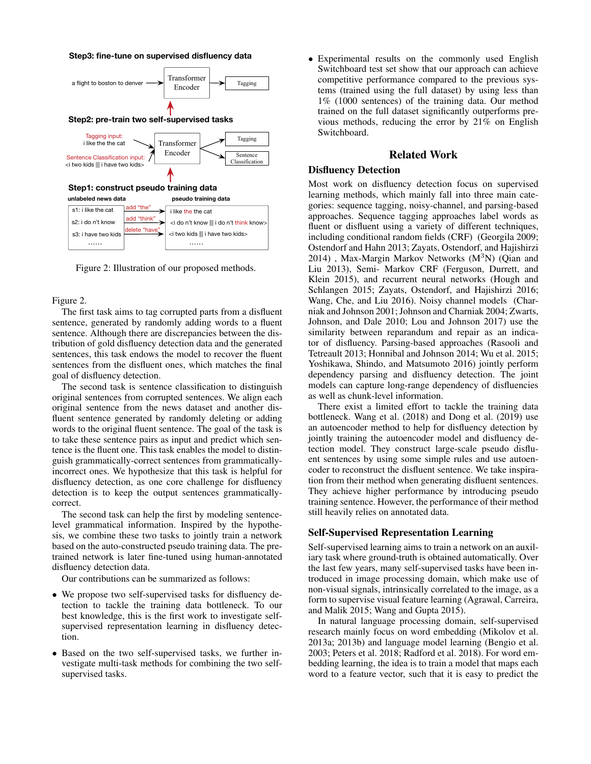Figure 2: Illustration of our proposed methods.

Figure 2.

The first task aims to tag corrupted parts from a disfluent sentence, generated by randomly adding words to a fluent sentence. Although there are discrepancies between the distribution of gold disfluency detection data and the generated sentences, this task endows the model to recover the fluent sentences from the disfluent ones, which matches the final goal of disfluency detection.

The second task is sentence classification to distinguish original sentences from corrupted sentences. We align each original sentence from the news dataset and another disfluent sentence generated by randomly deleting or adding words to the original fluent sentence. The goal of the task is to take these sentence pairs as input and predict which sentence is the fluent one. This task enables the model to distinguish grammatically-correct sentences from grammatically-incorrect ones. We hypothesize that this task is helpful for disfluency detection, as one core challenge for disfluency detection is to keep the output sentences grammatically-correct.

The second task can help the first by modeling sentence-level grammatical information. Inspired by the hypothesis, we combine these two tasks to jointly train a network based on the auto-constructed pseudo training data. The pre-trained network is later fine-tuned using human-annotated disfluency detection data.

Our contributions can be summarized as follows:

- We propose two self-supervised tasks for disfluency detection to tackle the training data bottleneck. To our best knowledge, this is the first work to investigate self-supervised representation learning in disfluency detection.
- Based on the two self-supervised tasks, we further investigate multi-task methods for combining the two self-supervised tasks.
- Experimental results on the commonly used English Switchboard test set show that our approach can achieve competitive performance compared to the previous systems (trained using the full dataset) by using less than 1% (1000 sentences) of the training data. Our method trained on the full dataset significantly outperforms previous methods, reducing the error by 21% on English Switchboard.

# Related Work

## Disfluency Detection

Most work on disfluency detection focus on supervised learning methods, which mainly fall into three main categories: sequence tagging, noisy-channel, and parsing-based approaches. Sequence tagging approaches label words as fluent or disfluent using a variety of different techniques, including conditional random fields (CRF) (Georgila 2009; Ostendorf and Hahn 2013; Zayats, Ostendorf, and Hajishirzi 2014) , Max-Margin Markov Networks ($M^3N$) (Qian and Liu 2013), Semi- Markov CRF (Ferguson, Durrett, and Klein 2015), and recurrent neural networks (Hough and Schlangen 2015; Zayats, Ostendorf, and Hajishirzi 2016; Wang, Che, and Liu 2016). Noisy channel models (Charniak and Johnson 2001; Johnson and Charniak 2004; Zwarts, Johnson, and Dale 2010; Lou and Johnson 2017) use the similarity between reparandum and repair as an indicator of disfluency. Parsing-based approaches (Rasooli and Tetreault 2013; Honnibal and Johnson 2014; Wu et al. 2015; Yoshikawa, Shindo, and Matsumoto 2016) jointly perform dependency parsing and disfluency detection. The joint models can capture long-range dependency of disfluencies as well as chunk-level information.

There exist a limited effort to tackle the training data bottleneck. Wang et al. (2018) and Dong et al. (2019) use an autoencoder method to help for disfluency detection by jointly training the autoencoder model and disfluency detection model. They construct large-scale pseudo disfluent sentences by using some simple rules and use autoencoder to reconstruct the disfluent sentence. We take inspiration from their method when generating disfluent sentences. They achieve higher performance by introducing pseudo training sentence. However, the performance of their method still heavily relies on annotated data.

## Self-Supervised Representation Learning

Self-supervised learning aims to train a network on an auxiliary task where ground-truth is obtained automatically. Over the last few years, many self-supervised tasks have been introduced in image processing domain, which make use of non-visual signals, intrinsically correlated to the image, as a form to supervise visual feature learning (Agrawal, Carreira, and Malik 2015; Wang and Gupta 2015).

In natural language processing domain, self-supervised research mainly focus on word embedding (Mikolov et al. 2013a; 2013b) and language model learning (Bengio et al. 2003; Peters et al. 2018; Radford et al. 2018). For word embedding learning, the idea is to train a model that maps each word to a feature vector, such that it is easy to predict the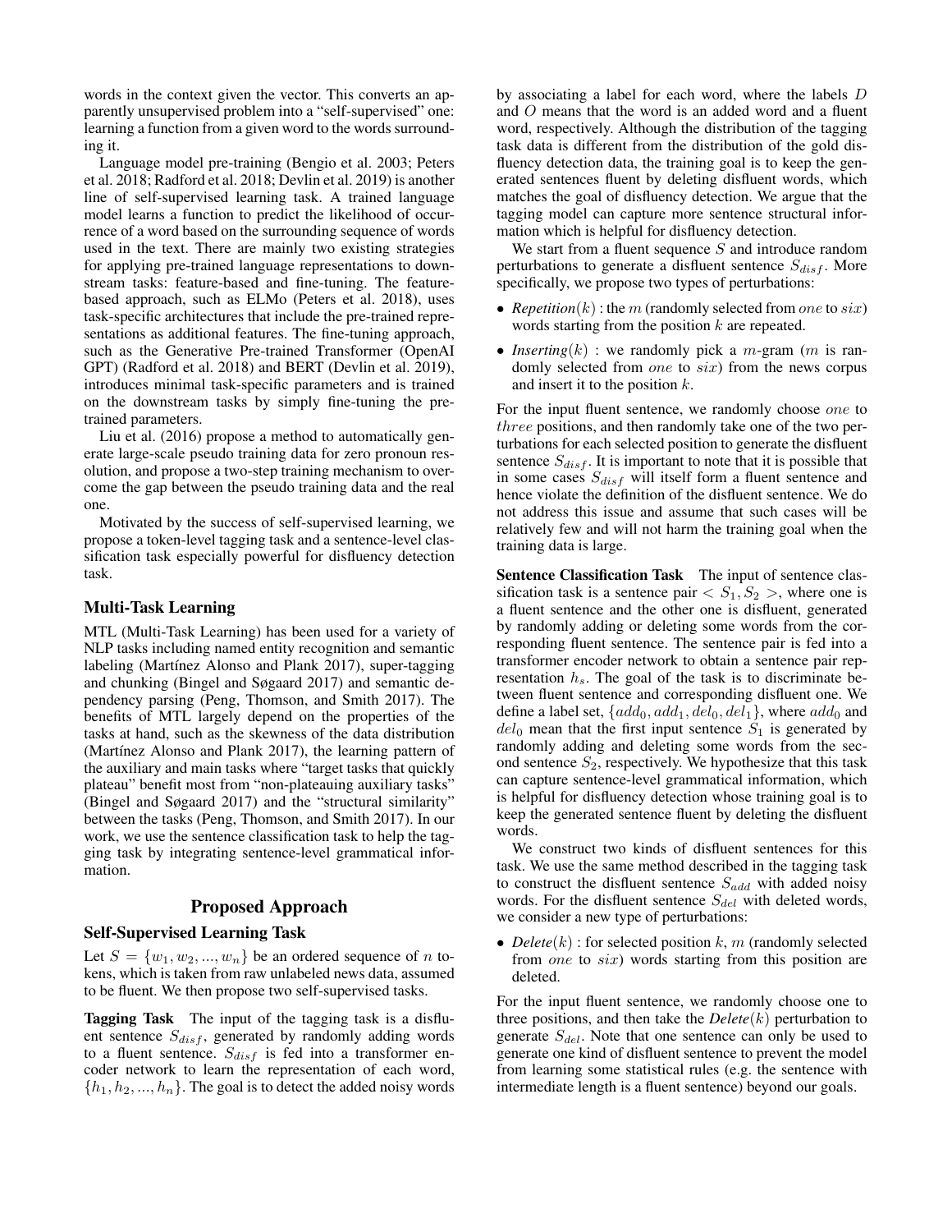words in the context given the vector. This converts an apparently unsupervised problem into a "self-supervised" one: learning a function from a given word to the words surrounding it.

Language model pre-training (Bengio et al. 2003; Peters et al. 2018; Radford et al. 2018; Devlin et al. 2019) is another line of self-supervised learning task. A trained language model learns a function to predict the likelihood of occurrence of a word based on the surrounding sequence of words used in the text. There are mainly two existing strategies for applying pre-trained language representations to downstream tasks: feature-based and fine-tuning. The feature-based approach, such as ELMo (Peters et al. 2018), uses task-specific architectures that include the pre-trained representations as additional features. The fine-tuning approach, such as the Generative Pre-trained Transformer (OpenAI GPT) (Radford et al. 2018) and BERT (Devlin et al. 2019), introduces minimal task-specific parameters and is trained on the downstream tasks by simply fine-tuning the pre-trained parameters.

Liu et al. (2016) propose a method to automatically generate large-scale pseudo training data for zero pronoun resolution, and propose a two-step training mechanism to overcome the gap between the pseudo training data and the real one.

Motivated by the success of self-supervised learning, we propose a token-level tagging task and a sentence-level classification task especially powerful for disfluency detection task.

### Multi-Task Learning

MTL (Multi-Task Learning) has been used for a variety of NLP tasks including named entity recognition and semantic labeling (Martínez Alonso and Plank 2017), super-tagging and chunking (Bingel and Søgaard 2017) and semantic dependency parsing (Peng, Thomson, and Smith 2017). The benefits of MTL largely depend on the properties of the tasks at hand, such as the skewness of the data distribution (Martínez Alonso and Plank 2017), the learning pattern of the auxiliary and main tasks where "target tasks that quickly plateau" benefit most from "non-plateauing auxiliary tasks" (Bingel and Søgaard 2017) and the "structural similarity" between the tasks (Peng, Thomson, and Smith 2017). In our work, we use the sentence classification task to help the tagging task by integrating sentence-level grammatical information.

## Proposed Approach

### Self-Supervised Learning Task

Let $S = \{w_1, w_2, ..., w_n\}$ be an ordered sequence of $n$ tokens, which is taken from raw unlabeled news data, assumed to be fluent. We then propose two self-supervised tasks.

**Tagging Task** The input of the tagging task is a disfluent sentence $S_{disf}$, generated by randomly adding words to a fluent sentence. $S_{disf}$ is fed into a transformer encoder network to learn the representation of each word, $\{h_1, h_2, ..., h_n\}$. The goal is to detect the added noisy words by associating a label for each word, where the labels $D$ and $O$ means that the word is an added word and a fluent word, respectively. Although the distribution of the tagging task data is different from the distribution of the gold disfluency detection data, the training goal is to keep the generated sentences fluent by deleting disfluent words, which matches the goal of disfluency detection. We argue that the tagging model can capture more sentence structural information which is helpful for disfluency detection.

We start from a fluent sequence $S$ and introduce random perturbations to generate a disfluent sentence $S_{disf}$. More specifically, we propose two types of perturbations:

- *Repetition*($k$) : the $m$ (randomly selected from $one$ to $six$) words starting from the position $k$ are repeated.
- *Inserting*($k$) : we randomly pick a $m$-gram ($m$ is randomly selected from $one$ to $six$) from the news corpus and insert it to the position $k$.

For the input fluent sentence, we randomly choose $one$ to $three$ positions, and then randomly take one of the two perturbations for each selected position to generate the disfluent sentence $S_{disf}$. It is important to note that it is possible that in some cases $S_{disf}$ will itself form a fluent sentence and hence violate the definition of the disfluent sentence. We do not address this issue and assume that such cases will be relatively few and will not harm the training goal when the training data is large.

**Sentence Classification Task** The input of sentence classification task is a sentence pair $< S_1, S_2 >$, where one is a fluent sentence and the other one is disfluent, generated by randomly adding or deleting some words from the corresponding fluent sentence. The sentence pair is fed into a transformer encoder network to obtain a sentence pair representation $h_s$. The goal of the task is to discriminate between fluent sentence and corresponding disfluent one. We define a label set, $\{add_0, add_1, del_0, del_1\}$, where $add_0$ and $del_0$ mean that the first input sentence $S_1$ is generated by randomly adding and deleting some words from the second sentence $S_2$, respectively. We hypothesize that this task can capture sentence-level grammatical information, which is helpful for disfluency detection whose training goal is to keep the generated sentence fluent by deleting the disfluent words.

We construct two kinds of disfluent sentences for this task. We use the same method described in the tagging task to construct the disfluent sentence $S_{add}$ with added noisy words. For the disfluent sentence $S_{del}$ with deleted words, we consider a new type of perturbations:

- *Delete*($k$) : for selected position $k$, $m$ (randomly selected from $one$ to $six$) words starting from this position are deleted.

For the input fluent sentence, we randomly choose one to three positions, and then take the *Delete*($k$) perturbation to generate $S_{del}$. Note that one sentence can only be used to generate one kind of disfluent sentence to prevent the model from learning some statistical rules (e.g. the sentence with intermediate length is a fluent sentence) beyond our goals.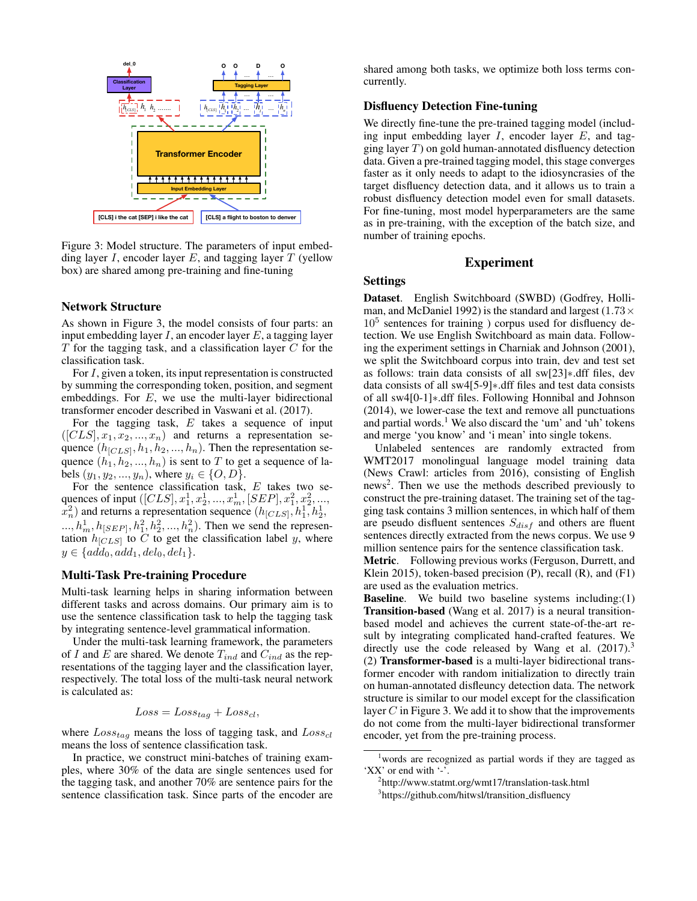Figure 3: Model structure. The parameters of input embedding layer $I$, encoder layer $E$, and tagging layer $T$ (yellow box) are shared among pre-training and fine-tuning

### Network Structure

As shown in Figure 3, the model consists of four parts: an input embedding layer $I$, an encoder layer $E$, a tagging layer $T$ for the tagging task, and a classification layer $C$ for the classification task.

For $I$, given a token, its input representation is constructed by summing the corresponding token, position, and segment embeddings. For $E$, we use the multi-layer bidirectional transformer encoder described in Vaswani et al. (2017).

For the tagging task, $E$ takes a sequence of input $([CLS], x_1, x_2, ..., x_n)$ and returns a representation sequence $(h_{[CLS]}, h_1, h_2, ..., h_n)$. Then the representation sequence $(h_1, h_2, ..., h_n)$ is sent to $T$ to get a sequence of labels $(y_1, y_2, ..., y_n)$, where $y_i \in \{O, D\}$.

For the sentence classification task, $E$ takes two sequences of input $([CLS], x_1^1, x_2^1, ..., x_m^1, [SEP], x_1^2, x_2^2, ..., x_n^2)$ and returns a representation sequence $(h_{[CLS]}, h_1^1, h_2^1, ..., h_m^1, h_{[SEP]}, h_1^2, h_2^2, ..., h_n^2)$. Then we send the representation $h_{[CLS]}$ to $C$ to get the classification label $y$, where $y \in \{add_0, add_1, del_0, del_1\}$.

### Multi-Task Pre-training Procedure

Multi-task learning helps in sharing information between different tasks and across domains. Our primary aim is to use the sentence classification task to help the tagging task by integrating sentence-level grammatical information.

Under the multi-task learning framework, the parameters of $I$ and $E$ are shared. We denote $T_{ind}$ and $C_{ind}$ as the representations of the tagging layer and the classification layer, respectively. The total loss of the multi-task neural network is calculated as:

$$Loss = Loss_{tag} + Loss_{cl},$$

where $Loss_{tag}$ means the loss of tagging task, and $Loss_{cl}$ means the loss of sentence classification task.

In practice, we construct mini-batches of training examples, where 30% of the data are single sentences used for the tagging task, and another 70% are sentence pairs for the sentence classification task. Since parts of the encoder are shared among both tasks, we optimize both loss terms concurrently.

### Disfluency Detection Fine-tuning

We directly fine-tune the pre-trained tagging model (including input embedding layer $I$, encoder layer $E$, and tagging layer $T$) on gold human-annotated disfluency detection data. Given a pre-trained tagging model, this stage converges faster as it only needs to adapt to the idiosyncrasies of the target disfluency detection data, and it allows us to train a robust disfluency detection model even for small datasets. For fine-tuning, most model hyperparameters are the same as in pre-training, with the exception of the batch size, and number of training epochs.

## Experiment

### Settings

**Dataset**. English Switchboard (SWBD) (Godfrey, Holliman, and McDaniel 1992) is the standard and largest ($1.73 \times 10^5$ sentences for training ) corpus used for disfluency detection. We use English Switchboard as main data. Following the experiment settings in Charniak and Johnson (2001), we split the Switchboard corpus into train, dev and test set as follows: train data consists of all sw[23]∗.dff files, dev data consists of all sw4[5-9]∗.dff files and test data consists of all sw4[0-1]∗.dff files. Following Honnibal and Johnson (2014), we lower-case the text and remove all punctuations and partial words.[1] We also discard the 'um' and 'uh' tokens and merge 'you know' and 'i mean' into single tokens.

Unlabeled sentences are randomly extracted from WMT2017 monolingual language model training data (News Crawl: articles from 2016), consisting of English news[2]. Then we use the methods described previously to construct the pre-training dataset. The training set of the tagging task contains 3 million sentences, in which half of them are pseudo disfluent sentences $S_{disf}$ and others are fluent sentences directly extracted from the news corpus. We use 9 million sentence pairs for the sentence classification task.

**Metric**. Following previous works (Ferguson, Durrett, and Klein 2015), token-based precision (P), recall (R), and (F1) are used as the evaluation metrics.

**Baseline**. We build two baseline systems including:(1) **Transition-based** (Wang et al. 2017) is a neural transition-based model and achieves the current state-of-the-art result by integrating complicated hand-crafted features. We directly use the code released by Wang et al. (2017).[3] (2) **Transformer-based** is a multi-layer bidirectional transformer encoder with random initialization to directly train on human-annotated disfluency detection data. The network structure is similar to our model except for the classification layer $C$ in Figure 3. We add it to show that the improvements do not come from the multi-layer bidirectional transformer encoder, yet from the pre-training process.

[1] words are recognized as partial words if they are tagged as 'XX' or end with '-'.

[2] http://www.statmt.org/wmt17/translation-task.html

[3] https://github.com/hitwsl/transition_disfluency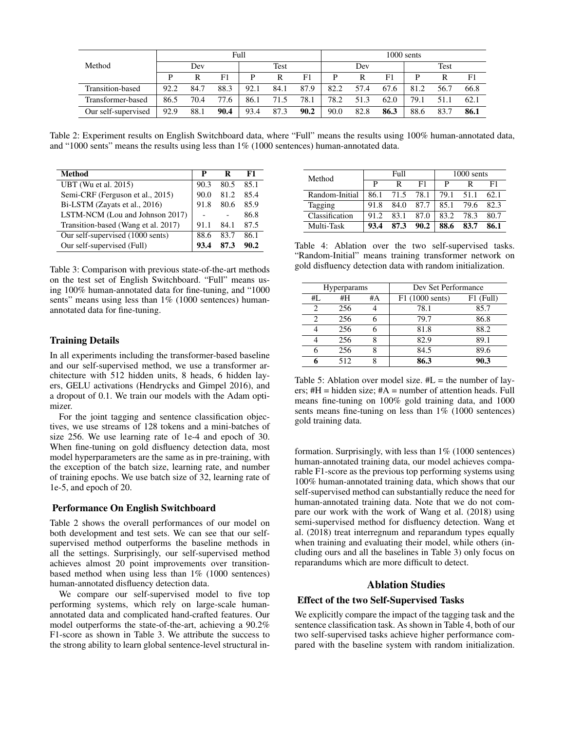| Method | Full | | | | | | 1000 sents | | | | | |
|---|---|---|---|---|---|---|---|---|---|---|---|---|
| | Dev | | | Test | | | Dev | | | Test | | |
| | P | R | F1 | P | R | F1 | P | R | F1 | P | R | F1 |
| Transition-based | 92.2 | 84.7 | 88.3 | 92.1 | 84.1 | 87.9 | 82.2 | 57.4 | 67.6 | 81.2 | 56.7 | 66.8 |
| Transformer-based | 86.5 | 70.4 | 77.6 | 86.1 | 71.5 | 78.1 | 78.2 | 51.3 | 62.0 | 79.1 | 51.1 | 62.1 |
| Our self-supervised | 92.9 | 88.1 | **90.4** | 93.4 | 87.3 | **90.2** | 90.0 | 82.8 | **86.3** | 88.6 | 83.7 | **86.1** |

Table 2: Experiment results on English Switchboard data, where "Full" means the results using 100% human-annotated data, and "1000 sents" means the results using less than 1% (1000 sentences) human-annotated data.

| Method | P | R | F1 |
|---|---|---|---|
| UBT (Wu et al. 2015) | 90.3 | 80.5 | 85.1 |
| Semi-CRF (Ferguson et al., 2015) | 90.0 | 81.2 | 85.4 |
| Bi-LSTM (Zayats et al., 2016) | 91.8 | 80.6 | 85.9 |
| LSTM-NCM (Lou and Johnson 2017) | - | - | 86.8 |
| Transition-based (Wang et al. 2017) | 91.1 | 84.1 | 87.5 |
| Our self-supervised (1000 sents) | 88.6 | 83.7 | 86.1 |
| Our self-supervised (Full) | **93.4** | **87.3** | **90.2** |

Table 3: Comparison with previous state-of-the-art methods on the test set of English Switchboard. "Full" means using 100% human-annotated data for fine-tuning, and "1000 sents" means using less than 1% (1000 sentences) human-annotated data for fine-tuning.

## Training Details

In all experiments including the transformer-based baseline and our self-supervised method, we use a transformer architecture with 512 hidden units, 8 heads, 6 hidden layers, GELU activations (Hendrycks and Gimpel 2016), and a dropout of 0.1. We train our models with the Adam optimizer.

For the joint tagging and sentence classification objectives, we use streams of 128 tokens and a mini-batches of size 256. We use learning rate of 1e-4 and epoch of 30. When fine-tuning on gold disfluency detection data, most model hyperparameters are the same as in pre-training, with the exception of the batch size, learning rate, and number of training epochs. We use batch size of 32, learning rate of 1e-5, and epoch of 20.

## Performance On English Switchboard

Table 2 shows the overall performances of our model on both development and test sets. We can see that our self-supervised method outperforms the baseline methods in all the settings. Surprisingly, our self-supervised method achieves almost 20 point improvements over transition-based method when using less than 1% (1000 sentences) human-annotated disfluency detection data.

We compare our self-supervised model to five top performing systems, which rely on large-scale human-annotated data and complicated hand-crafted features. Our model outperforms the state-of-the-art, achieving a 90.2% F1-score as shown in Table 3. We attribute the success to the strong ability to learn global sentence-level structural information. Surprisingly, with less than 1% (1000 sentences) human-annotated training data, our model achieves comparable F1-score as the previous top performing systems using 100% human-annotated training data, which shows that our self-supervised method can substantially reduce the need for human-annotated training data. Note that we do not compare our work with the work of Wang et al. (2018) using semi-supervised method for disfluency detection. Wang et al. (2018) treat interregnum and reparandum types equally when training and evaluating their model, while others (including ours and all the baselines in Table 3) only focus on reparandums which are more difficult to detect.

| Method | Full | | | 1000 sents | | |
|---|---|---|---|---|---|---|
| | P | R | F1 | P | R | F1 |
| Random-Initial | 86.1 | 71.5 | 78.1 | 79.1 | 51.1 | 62.1 |
| Tagging | 91.8 | 84.0 | 87.7 | 85.1 | 79.6 | 82.3 |
| Classification | 91.2 | 83.1 | 87.0 | 83.2 | 78.3 | 80.7 |
| Multi-Task | **93.4** | **87.3** | **90.2** | **88.6** | **83.7** | **86.1** |

Table 4: Ablation over the two self-supervised tasks. "Random-Initial" means training transformer network on gold disfluency detection data with random initialization.

| Hyperparams | | | Dev Set Performance | |
|---|---|---|---|---|
| #L | #H | #A | F1 (1000 sents) | F1 (Full) |
| 2 | 256 | 4 | 78.1 | 85.7 |
| 2 | 256 | 6 | 79.7 | 86.8 |
| 4 | 256 | 6 | 81.8 | 88.2 |
| 4 | 256 | 8 | 82.9 | 89.1 |
| 6 | 256 | 8 | 84.5 | 89.6 |
| **6** | 512 | 8 | **86.3** | **90.3** |

Table 5: Ablation over model size. #L = the number of layers; #H = hidden size; #A = number of attention heads. Full means fine-tuning on 100% gold training data, and 1000 sents means fine-tuning on less than 1% (1000 sentences) gold training data.

# Ablation Studies

## Effect of the two Self-Supervised Tasks

We explicitly compare the impact of the tagging task and the sentence classification task. As shown in Table 4, both of our two self-supervised tasks achieve higher performance compared with the baseline system with random initialization.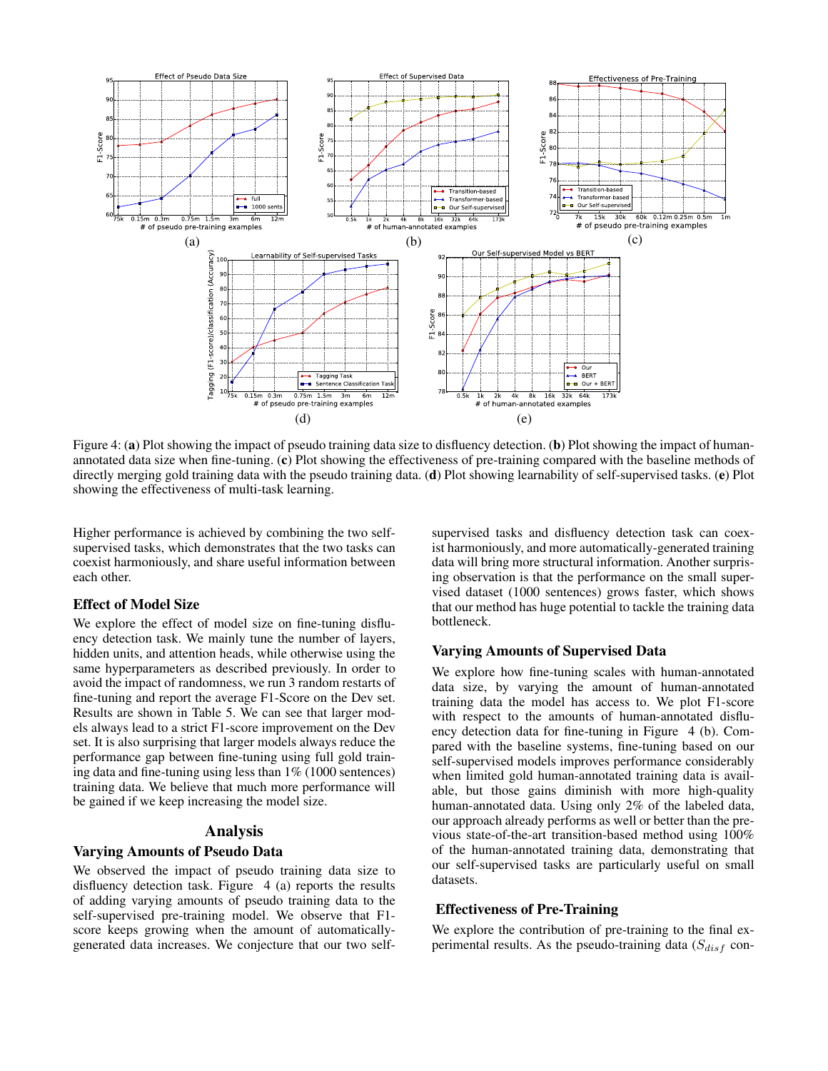Figure 4: (**a**) Plot showing the impact of pseudo training data size to disfluency detection. (**b**) Plot showing the impact of human-annotated data size when fine-tuning. (**c**) Plot showing the effectiveness of pre-training compared with the baseline methods of directly merging gold training data with the pseudo training data. (**d**) Plot showing learnability of self-supervised tasks. (**e**) Plot showing the effectiveness of multi-task learning.

Higher performance is achieved by combining the two self-supervised tasks, which demonstrates that the two tasks can coexist harmoniously, and share useful information between each other.

## Effect of Model Size

We explore the effect of model size on fine-tuning disfluency detection task. We mainly tune the number of layers, hidden units, and attention heads, while otherwise using the same hyperparameters as described previously. In order to avoid the impact of randomness, we run 3 random restarts of fine-tuning and report the average F1-Score on the Dev set. Results are shown in Table 5. We can see that larger models always lead to a strict F1-score improvement on the Dev set. It is also surprising that larger models always reduce the performance gap between fine-tuning using full gold training data and fine-tuning using less than 1% (1000 sentences) training data. We believe that much more performance will be gained if we keep increasing the model size.

# Analysis

## Varying Amounts of Pseudo Data

We observed the impact of pseudo training data size to disfluency detection task. Figure 4 (a) reports the results of adding varying amounts of pseudo training data to the self-supervised pre-training model. We observe that F1-score keeps growing when the amount of automatically-generated data increases. We conjecture that our two self-supervised tasks and disfluency detection task can coexist harmoniously, and more automatically-generated training data will bring more structural information. Another surprising observation is that the performance on the small supervised dataset (1000 sentences) grows faster, which shows that our method has huge potential to tackle the training data bottleneck.

## Varying Amounts of Supervised Data

We explore how fine-tuning scales with human-annotated data size, by varying the amount of human-annotated training data the model has access to. We plot F1-score with respect to the amounts of human-annotated disfluency detection data for fine-tuning in Figure 4 (b). Compared with the baseline systems, fine-tuning based on our self-supervised models improves performance considerably when limited gold human-annotated training data is available, but those gains diminish with more high-quality human-annotated data. Using only 2% of the labeled data, our approach already performs as well or better than the previous state-of-the-art transition-based method using 100% of the human-annotated training data, demonstrating that our self-supervised tasks are particularly useful on small datasets.

## Effectiveness of Pre-Training

We explore the contribution of pre-training to the final experimental results. As the pseudo-training data ($S_{disf}$ con-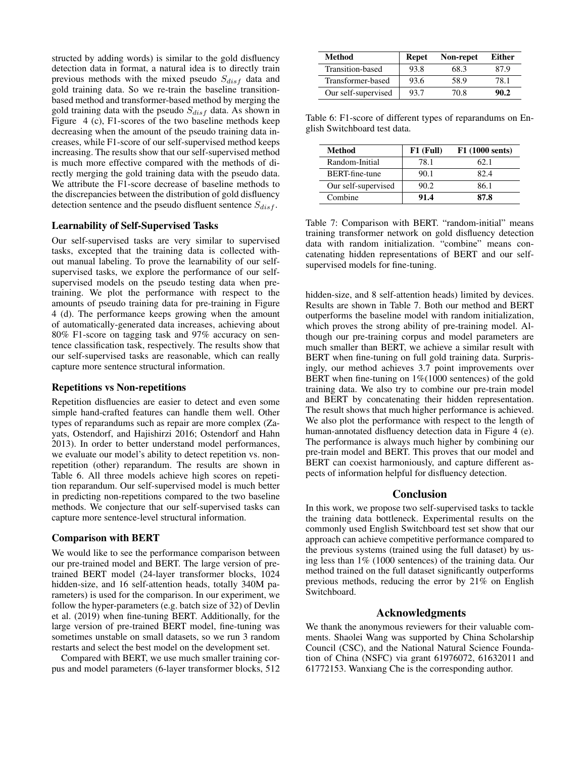structed by adding words) is similar to the gold disfluency detection data in format, a natural idea is to directly train previous methods with the mixed pseudo $S_{disf}$ data and gold training data. So we re-train the baseline transition-based method and transformer-based method by merging the gold training data with the pseudo $S_{disf}$ data. As shown in Figure 4 (c), F1-scores of the two baseline methods keep decreasing when the amount of the pseudo training data increases, while F1-score of our self-supervised method keeps increasing. The results show that our self-supervised method is much more effective compared with the methods of directly merging the gold training data with the pseudo data. We attribute the F1-score decrease of baseline methods to the discrepancies between the distribution of gold disfluency detection sentence and the pseudo disfluent sentence $S_{disf}$.

### Learnability of Self-Supervised Tasks

Our self-supervised tasks are very similar to supervised tasks, excepted that the training data is collected without manual labeling. To prove the learnability of our self-supervised tasks, we explore the performance of our self-supervised models on the pseudo testing data when pre-training. We plot the performance with respect to the amounts of pseudo training data for pre-training in Figure 4 (d). The performance keeps growing when the amount of automatically-generated data increases, achieving about 80% F1-score on tagging task and 97% accuracy on sentence classification task, respectively. The results show that our self-supervised tasks are reasonable, which can really capture more sentence structural information.

### Repetitions vs Non-repetitions

Repetition disfluencies are easier to detect and even some simple hand-crafted features can handle them well. Other types of reparandums such as repair are more complex (Zayats, Ostendorf, and Hajishirzi 2016; Ostendorf and Hahn 2013). In order to better understand model performances, we evaluate our model's ability to detect repetition vs. non-repetition (other) reparandum. The results are shown in Table 6. All three models achieve high scores on repetition reparandum. Our self-supervised model is much better in predicting non-repetitions compared to the two baseline methods. We conjecture that our self-supervised tasks can capture more sentence-level structural information.

### Comparison with BERT

We would like to see the performance comparison between our pre-trained model and BERT. The large version of pre-trained BERT model (24-layer transformer blocks, 1024 hidden-size, and 16 self-attention heads, totally 340M parameters) is used for the comparison. In our experiment, we follow the hyper-parameters (e.g. batch size of 32) of Devlin et al. (2019) when fine-tuning BERT. Additionally, for the large version of pre-trained BERT model, fine-tuning was sometimes unstable on small datasets, so we run 3 random restarts and select the best model on the development set.

Compared with BERT, we use much smaller training corpus and model parameters (6-layer transformer blocks, 512 hidden-size, and 8 self-attention heads) limited by devices. Results are shown in Table 7. Both our method and BERT outperforms the baseline model with random initialization, which proves the strong ability of pre-training model. Although our pre-training corpus and model parameters are much smaller than BERT, we achieve a similar result with BERT when fine-tuning on full gold training data. Surprisingly, our method achieves 3.7 point improvements over BERT when fine-tuning on 1%(1000 sentences) of the gold training data. We also try to combine our pre-train model and BERT by concatenating their hidden representation. The result shows that much higher performance is achieved. We also plot the performance with respect to the length of human-annotated disfluency detection data in Figure 4 (e). The performance is always much higher by combining our pre-train model and BERT. This proves that our model and BERT can coexist harmoniously, and capture different aspects of information helpful for disfluency detection.

| Method | Repet | Non-repet | Either |
|---|---|---|---|
| Transition-based | 93.8 | 68.3 | 87.9 |
| Transformer-based | 93.6 | 58.9 | 78.1 |
| Our self-supervised | 93.7 | 70.8 | **90.2** |

Table 6: F1-score of different types of reparandums on English Switchboard test data.

| Method | F1 (Full) | F1 (1000 sents) |
|---|---|---|
| Random-Initial | 78.1 | 62.1 |
| BERT-fine-tune | 90.1 | 82.4 |
| Our self-supervised | 90.2 | 86.1 |
| Combine | **91.4** | **87.8** |

Table 7: Comparison with BERT. "random-initial" means training transformer network on gold disfluency detection data with random initialization. "combine" means concatenating hidden representations of BERT and our self-supervised models for fine-tuning.

## Conclusion

In this work, we propose two self-supervised tasks to tackle the training data bottleneck. Experimental results on the commonly used English Switchboard test set show that our approach can achieve competitive performance compared to the previous systems (trained using the full dataset) by using less than 1% (1000 sentences) of the training data. Our method trained on the full dataset significantly outperforms previous methods, reducing the error by 21% on English Switchboard.

## Acknowledgments

We thank the anonymous reviewers for their valuable comments. Shaolei Wang was supported by China Scholarship Council (CSC), and the National Natural Science Foundation of China (NSFC) via grant 61976072, 61632011 and 61772153. Wanxiang Che is the corresponding author.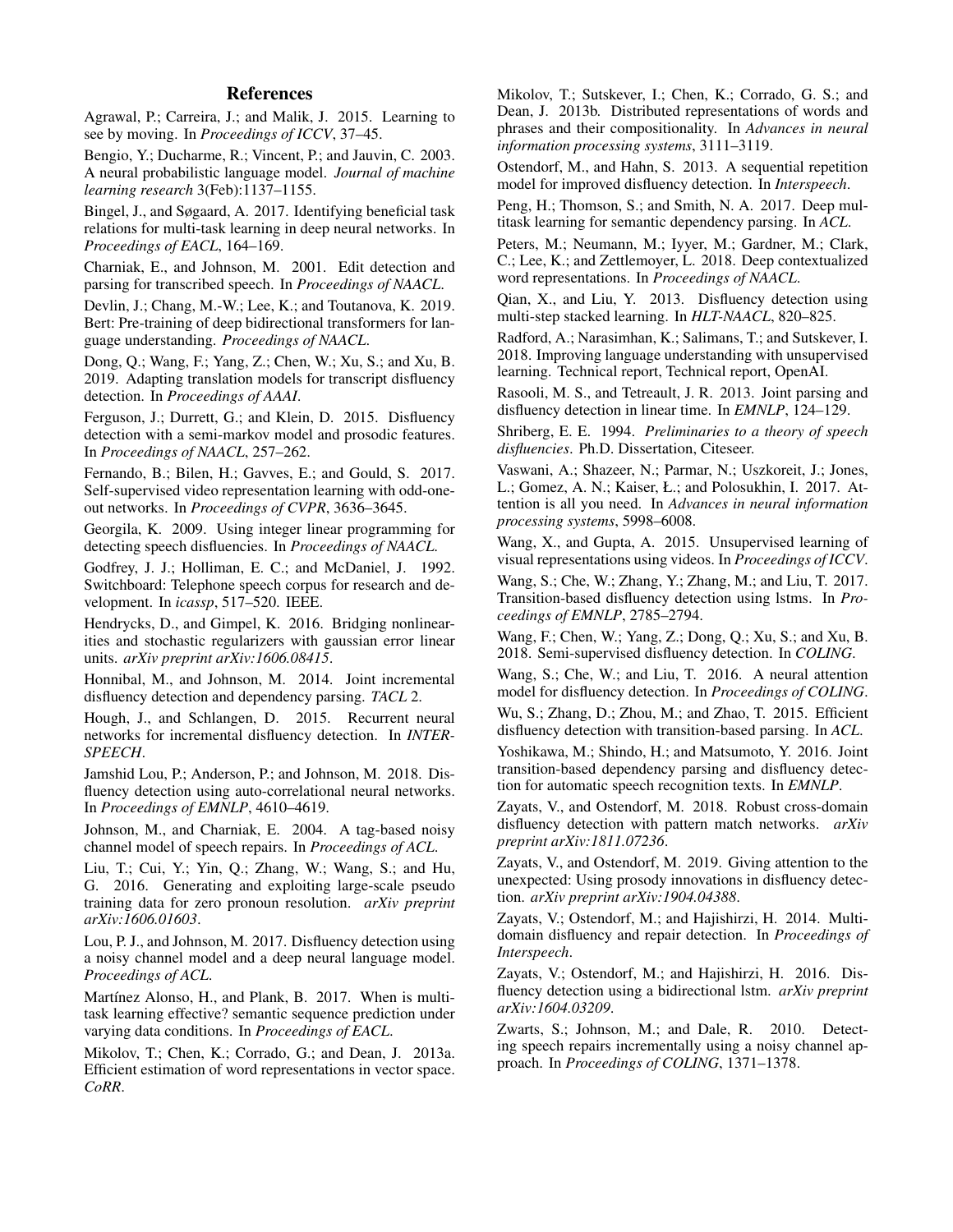## References

Agrawal, P.; Carreira, J.; and Malik, J. 2015. Learning to see by moving. In *Proceedings of ICCV*, 37–45.

Bengio, Y.; Ducharme, R.; Vincent, P.; and Jauvin, C. 2003. A neural probabilistic language model. *Journal of machine learning research* 3(Feb):1137–1155.

Bingel, J., and Søgaard, A. 2017. Identifying beneficial task relations for multi-task learning in deep neural networks. In *Proceedings of EACL*, 164–169.

Charniak, E., and Johnson, M. 2001. Edit detection and parsing for transcribed speech. In *Proceedings of NAACL*.

Devlin, J.; Chang, M.-W.; Lee, K.; and Toutanova, K. 2019. Bert: Pre-training of deep bidirectional transformers for language understanding. *Proceedings of NAACL*.

Dong, Q.; Wang, F.; Yang, Z.; Chen, W.; Xu, S.; and Xu, B. 2019. Adapting translation models for transcript disfluency detection. In *Proceedings of AAAI*.

Ferguson, J.; Durrett, G.; and Klein, D. 2015. Disfluency detection with a semi-markov model and prosodic features. In *Proceedings of NAACL*, 257–262.

Fernando, B.; Bilen, H.; Gavves, E.; and Gould, S. 2017. Self-supervised video representation learning with odd-one-out networks. In *Proceedings of CVPR*, 3636–3645.

Georgila, K. 2009. Using integer linear programming for detecting speech disfluencies. In *Proceedings of NAACL*.

Godfrey, J. J.; Holliman, E. C.; and McDaniel, J. 1992. Switchboard: Telephone speech corpus for research and development. In *icassp*, 517–520. IEEE.

Hendrycks, D., and Gimpel, K. 2016. Bridging nonlinearities and stochastic regularizers with gaussian error linear units. *arXiv preprint arXiv:1606.08415*.

Honnibal, M., and Johnson, M. 2014. Joint incremental disfluency detection and dependency parsing. *TACL* 2.

Hough, J., and Schlangen, D. 2015. Recurrent neural networks for incremental disfluency detection. In *INTERSPEECH*.

Jamshid Lou, P.; Anderson, P.; and Johnson, M. 2018. Disfluency detection using auto-correlational neural networks. In *Proceedings of EMNLP*, 4610–4619.

Johnson, M., and Charniak, E. 2004. A tag-based noisy channel model of speech repairs. In *Proceedings of ACL*.

Liu, T.; Cui, Y.; Yin, Q.; Zhang, W.; Wang, S.; and Hu, G. 2016. Generating and exploiting large-scale pseudo training data for zero pronoun resolution. *arXiv preprint arXiv:1606.01603*.

Lou, P. J., and Johnson, M. 2017. Disfluency detection using a noisy channel model and a deep neural language model. *Proceedings of ACL*.

Martínez Alonso, H., and Plank, B. 2017. When is multitask learning effective? semantic sequence prediction under varying data conditions. In *Proceedings of EACL*.

Mikolov, T.; Chen, K.; Corrado, G.; and Dean, J. 2013a. Efficient estimation of word representations in vector space. *CoRR*.

Mikolov, T.; Sutskever, I.; Chen, K.; Corrado, G. S.; and Dean, J. 2013b. Distributed representations of words and phrases and their compositionality. In *Advances in neural information processing systems*, 3111–3119.

Ostendorf, M., and Hahn, S. 2013. A sequential repetition model for improved disfluency detection. In *Interspeech*.

Peng, H.; Thomson, S.; and Smith, N. A. 2017. Deep multitask learning for semantic dependency parsing. In *ACL*.

Peters, M.; Neumann, M.; Iyyer, M.; Gardner, M.; Clark, C.; Lee, K.; and Zettlemoyer, L. 2018. Deep contextualized word representations. In *Proceedings of NAACL*.

Qian, X., and Liu, Y. 2013. Disfluency detection using multi-step stacked learning. In *HLT-NAACL*, 820–825.

Radford, A.; Narasimhan, K.; Salimans, T.; and Sutskever, I. 2018. Improving language understanding with unsupervised learning. Technical report, Technical report, OpenAI.

Rasooli, M. S., and Tetreault, J. R. 2013. Joint parsing and disfluency detection in linear time. In *EMNLP*, 124–129.

Shriberg, E. E. 1994. *Preliminaries to a theory of speech disfluencies*. Ph.D. Dissertation, Citeseer.

Vaswani, A.; Shazeer, N.; Parmar, N.; Uszkoreit, J.; Jones, L.; Gomez, A. N.; Kaiser, Ł.; and Polosukhin, I. 2017. Attention is all you need. In *Advances in neural information processing systems*, 5998–6008.

Wang, X., and Gupta, A. 2015. Unsupervised learning of visual representations using videos. In *Proceedings of ICCV*.

Wang, S.; Che, W.; Zhang, Y.; Zhang, M.; and Liu, T. 2017. Transition-based disfluency detection using lstms. In *Proceedings of EMNLP*, 2785–2794.

Wang, F.; Chen, W.; Yang, Z.; Dong, Q.; Xu, S.; and Xu, B. 2018. Semi-supervised disfluency detection. In *COLING*.

Wang, S.; Che, W.; and Liu, T. 2016. A neural attention model for disfluency detection. In *Proceedings of COLING*.

Wu, S.; Zhang, D.; Zhou, M.; and Zhao, T. 2015. Efficient disfluency detection with transition-based parsing. In *ACL*.

Yoshikawa, M.; Shindo, H.; and Matsumoto, Y. 2016. Joint transition-based dependency parsing and disfluency detection for automatic speech recognition texts. In *EMNLP*.

Zayats, V., and Ostendorf, M. 2018. Robust cross-domain disfluency detection with pattern match networks. *arXiv preprint arXiv:1811.07236*.

Zayats, V., and Ostendorf, M. 2019. Giving attention to the unexpected: Using prosody innovations in disfluency detection. *arXiv preprint arXiv:1904.04388*.

Zayats, V.; Ostendorf, M.; and Hajishirzi, H. 2014. Multi-domain disfluency and repair detection. In *Proceedings of Interspeech*.

Zayats, V.; Ostendorf, M.; and Hajishirzi, H. 2016. Disfluency detection using a bidirectional lstm. *arXiv preprint arXiv:1604.03209*.

Zwarts, S.; Johnson, M.; and Dale, R. 2010. Detecting speech repairs incrementally using a noisy channel approach. In *Proceedings of COLING*, 1371–1378.